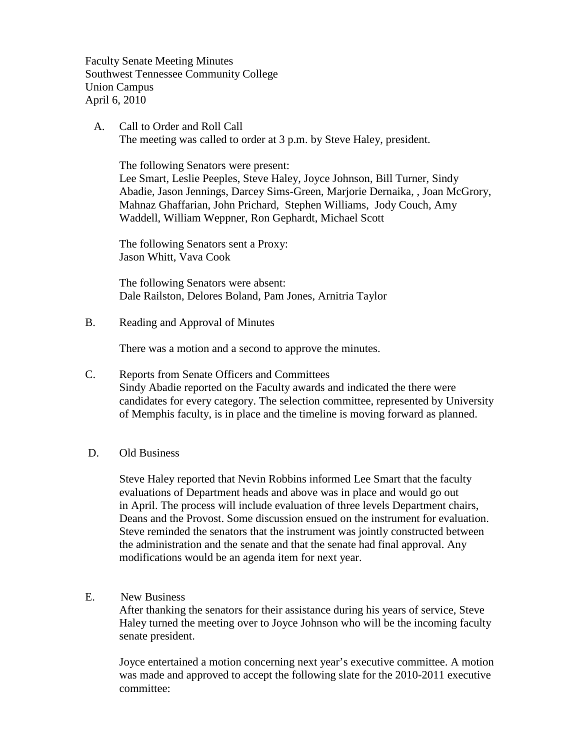Faculty Senate Meeting Minutes
Southwest Tennessee Community College
Union Campus
April 6, 2010

A. Call to Order and Roll Call

The meeting was called to order at 3 p.m. by Steve Haley, president.

The following Senators were present:
Lee Smart, Leslie Peeples, Steve Haley, Joyce Johnson, Bill Turner, Sindy Abadie, Jason Jennings, Darcey Sims-Green, Marjorie Dernaika, , Joan McGrory, Mahnaz Ghaffarian, John Prichard, Stephen Williams, Jody Couch, Amy Waddell, William Weppner, Ron Gephardt, Michael Scott

The following Senators sent a Proxy:
Jason Whitt, Vava Cook

The following Senators were absent:
Dale Railston, Delores Boland, Pam Jones, Arnitria Taylor

B. Reading and Approval of Minutes

There was a motion and a second to approve the minutes.

C. Reports from Senate Officers and Committees

Sindy Abadie reported on the Faculty awards and indicated the there were candidates for every category. The selection committee, represented by University of Memphis faculty, is in place and the timeline is moving forward as planned.

D. Old Business

Steve Haley reported that Nevin Robbins informed Lee Smart that the faculty evaluations of Department heads and above was in place and would go out in April. The process will include evaluation of three levels Department chairs, Deans and the Provost. Some discussion ensued on the instrument for evaluation. Steve reminded the senators that the instrument was jointly constructed between the administration and the senate and that the senate had final approval. Any modifications would be an agenda item for next year.

E. New Business

After thanking the senators for their assistance during his years of service, Steve Haley turned the meeting over to Joyce Johnson who will be the incoming faculty senate president.

Joyce entertained a motion concerning next year's executive committee. A motion was made and approved to accept the following slate for the 2010-2011 executive committee: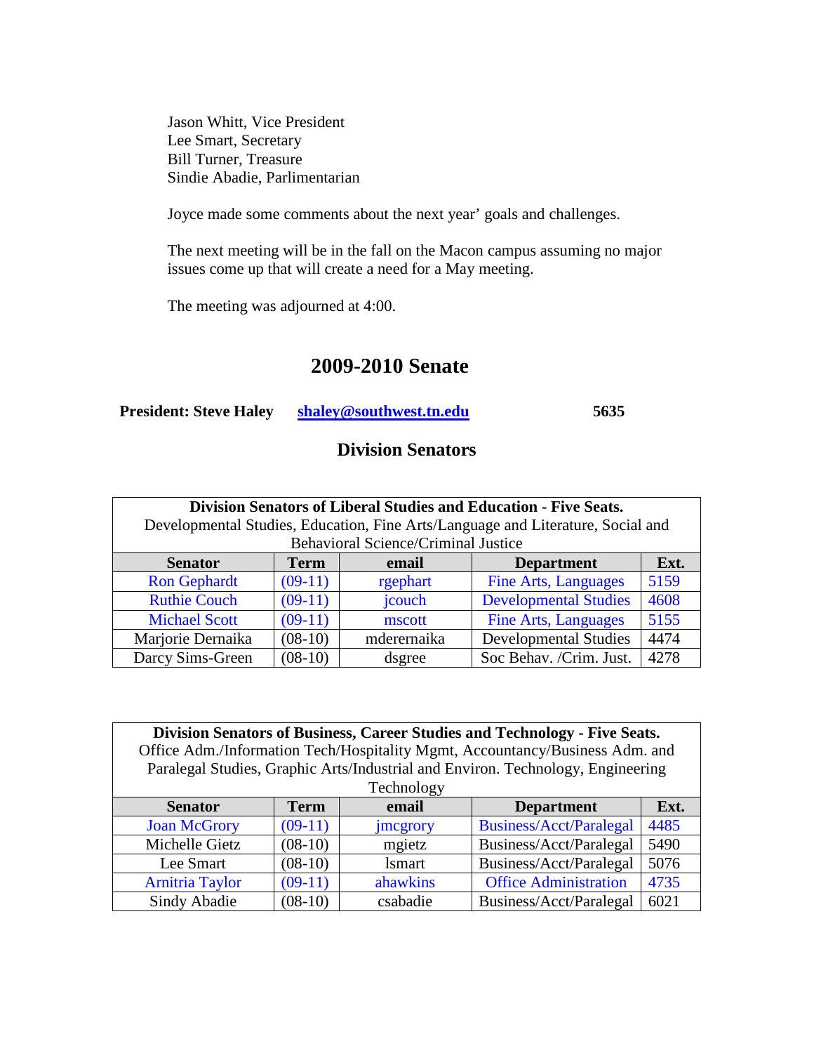Jason Whitt, Vice President
Lee Smart, Secretary
Bill Turner, Treasure
Sindie Abadie, Parlimentarian

Joyce made some comments about the next year' goals and challenges.

The next meeting will be in the fall on the Macon campus assuming no major issues come up that will create a need for a May meeting.

The meeting was adjourned at 4:00.

## 2009-2010 Senate

**President: Steve Haley** **shaley@southwest.tn.edu** **5635**

### Division Senators

| **Division Senators of Liberal Studies and Education - Five Seats.** Developmental Studies, Education, Fine Arts/Language and Literature, Social and Behavioral Science/Criminal Justice | | | | |
|---|---|---|---|---|
| **Senator** | **Term** | **email** | **Department** | **Ext.** |
| Ron Gephardt | (09-11) | rgephart | Fine Arts, Languages | 5159 |
| Ruthie Couch | (09-11) | jcouch | Developmental Studies | 4608 |
| Michael Scott | (09-11) | mscott | Fine Arts, Languages | 5155 |
| Marjorie Dernaika | (08-10) | mderernaika | Developmental Studies | 4474 |
| Darcy Sims-Green | (08-10) | dsgree | Soc Behav. /Crim. Just. | 4278 |

| **Division Senators of Business, Career Studies and Technology - Five Seats.** Office Adm./Information Tech/Hospitality Mgmt, Accountancy/Business Adm. and Paralegal Studies, Graphic Arts/Industrial and Environ. Technology, Engineering Technology | | | | |
|---|---|---|---|---|
| **Senator** | **Term** | **email** | **Department** | **Ext.** |
| Joan McGrory | (09-11) | jmcgrory | Business/Acct/Paralegal | 4485 |
| Michelle Gietz | (08-10) | mgietz | Business/Acct/Paralegal | 5490 |
| Lee Smart | (08-10) | lsmart | Business/Acct/Paralegal | 5076 |
| Arnitria Taylor | (09-11) | ahawkins | Office Administration | 4735 |
| Sindy Abadie | (08-10) | csabadie | Business/Acct/Paralegal | 6021 |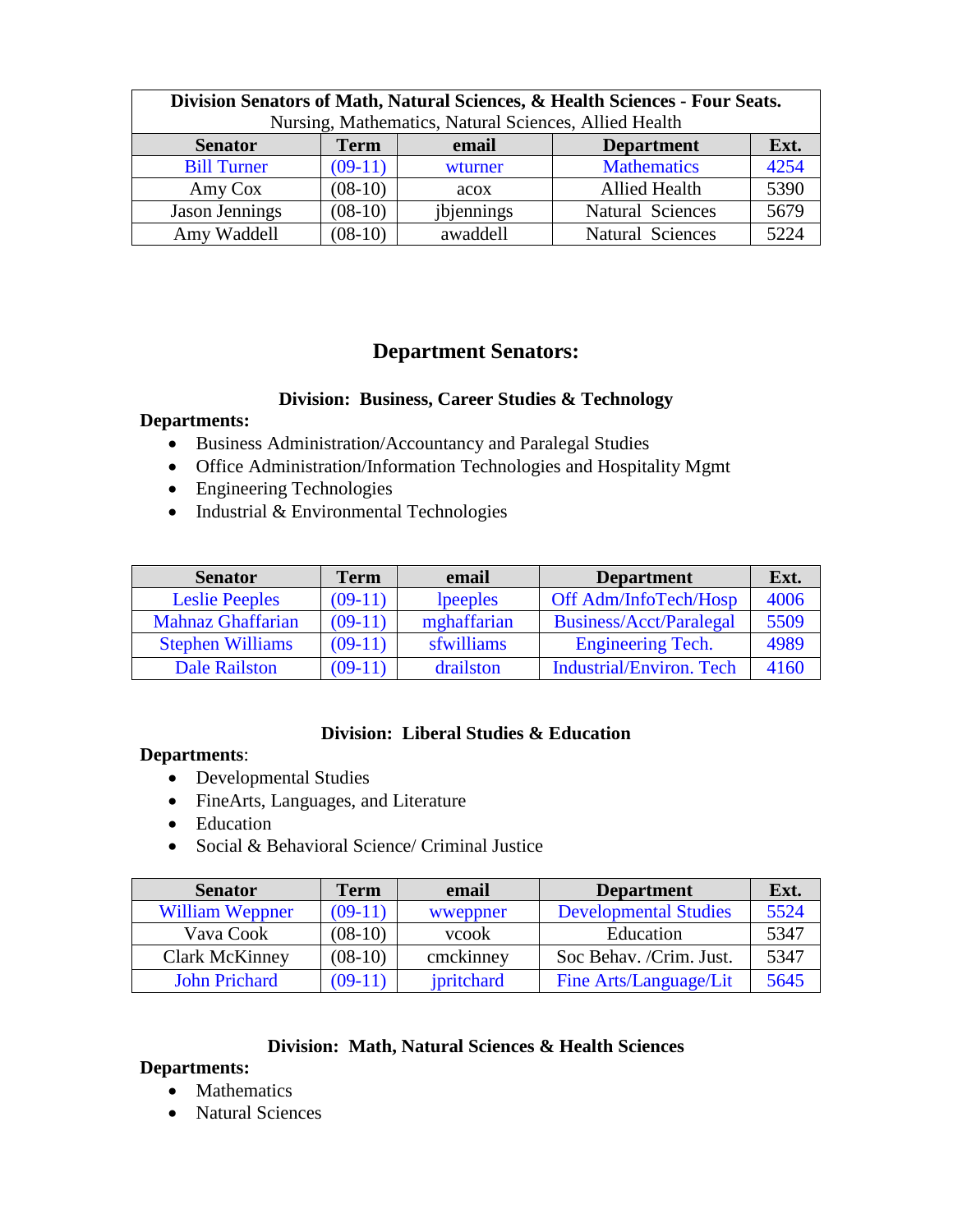| **Division Senators of Math, Natural Sciences, & Health Sciences - Four Seats.** Nursing, Mathematics, Natural Sciences, Allied Health | | | | |
|---|---|---|---|---|
| **Senator** | **Term** | **email** | **Department** | **Ext.** |
| Bill Turner | (09-11) | wturner | Mathematics | 4254 |
| Amy Cox | (08-10) | acox | Allied Health | 5390 |
| Jason Jennings | (08-10) | jbjennings | Natural Sciences | 5679 |
| Amy Waddell | (08-10) | awaddell | Natural Sciences | 5224 |

## Department Senators:

### Division: Business, Career Studies & Technology

**Departments:**

- Business Administration/Accountancy and Paralegal Studies
- Office Administration/Information Technologies and Hospitality Mgmt
- Engineering Technologies
- Industrial & Environmental Technologies

| Senator | Term | email | Department | Ext. |
|---|---|---|---|---|
| Leslie Peeples | (09-11) | lpeeples | Off Adm/InfoTech/Hosp | 4006 |
| Mahnaz Ghaffarian | (09-11) | mghaffarian | Business/Acct/Paralegal | 5509 |
| Stephen Williams | (09-11) | sfwilliams | Engineering Tech. | 4989 |
| Dale Railston | (09-11) | drailston | Industrial/Environ. Tech | 4160 |

### Division: Liberal Studies & Education

**Departments**:

- Developmental Studies
- FineArts, Languages, and Literature
- Education
- Social & Behavioral Science/ Criminal Justice

| Senator | Term | email | Department | Ext. |
|---|---|---|---|---|
| William Weppner | (09-11) | wweppner | Developmental Studies | 5524 |
| Vava Cook | (08-10) | vcook | Education | 5347 |
| Clark McKinney | (08-10) | cmckinney | Soc Behav. /Crim. Just. | 5347 |
| John Prichard | (09-11) | jpritchard | Fine Arts/Language/Lit | 5645 |

### Division: Math, Natural Sciences & Health Sciences

**Departments:**

- Mathematics
- Natural Sciences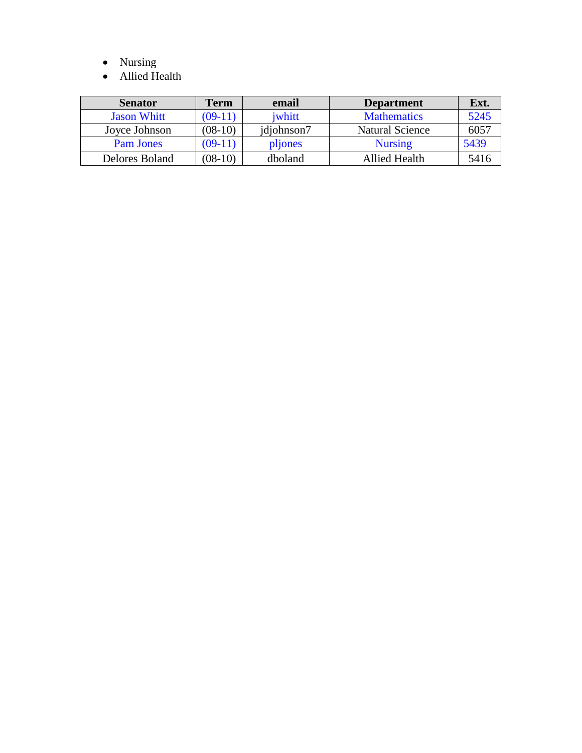- Nursing
- Allied Health

| Senator | Term | email | Department | Ext. |
| --- | --- | --- | --- | --- |
| Jason Whitt | (09-11) | jwhitt | Mathematics | 5245 |
| Joyce Johnson | (08-10) | jdjohnson7 | Natural Science | 6057 |
| Pam Jones | (09-11) | pljones | Nursing | 5439 |
| Delores Boland | (08-10) | dboland | Allied Health | 5416 |